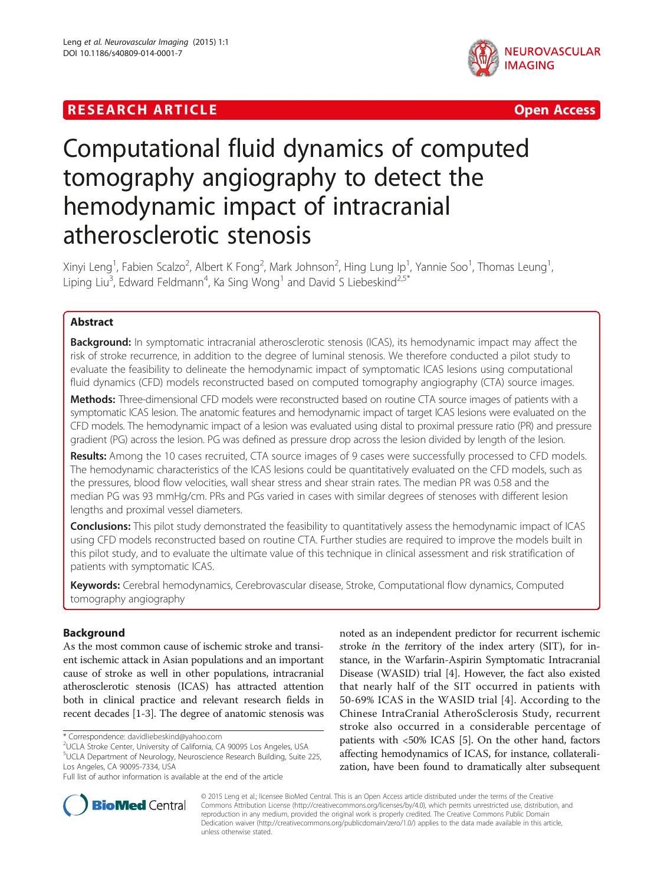**RESEARCH ARTICLE** **Open Access**

# Computational fluid dynamics of computed tomography angiography to detect the hemodynamic impact of intracranial atherosclerotic stenosis

Xinyi Leng[1], Fabien Scalzo[2], Albert K Fong[2], Mark Johnson[2], Hing Lung Ip[1], Yannie Soo[1], Thomas Leung[1], Liping Liu[3], Edward Feldmann[4], Ka Sing Wong[1] and David S Liebeskind[2,5*]

## Abstract

**Background:** In symptomatic intracranial atherosclerotic stenosis (ICAS), its hemodynamic impact may affect the risk of stroke recurrence, in addition to the degree of luminal stenosis. We therefore conducted a pilot study to evaluate the feasibility to delineate the hemodynamic impact of symptomatic ICAS lesions using computational fluid dynamics (CFD) models reconstructed based on computed tomography angiography (CTA) source images.

**Methods:** Three-dimensional CFD models were reconstructed based on routine CTA source images of patients with a symptomatic ICAS lesion. The anatomic features and hemodynamic impact of target ICAS lesions were evaluated on the CFD models. The hemodynamic impact of a lesion was evaluated using distal to proximal pressure ratio (PR) and pressure gradient (PG) across the lesion. PG was defined as pressure drop across the lesion divided by length of the lesion.

**Results:** Among the 10 cases recruited, CTA source images of 9 cases were successfully processed to CFD models. The hemodynamic characteristics of the ICAS lesions could be quantitatively evaluated on the CFD models, such as the pressures, blood flow velocities, wall shear stress and shear strain rates. The median PR was 0.58 and the median PG was 93 mmHg/cm. PRs and PGs varied in cases with similar degrees of stenoses with different lesion lengths and proximal vessel diameters.

**Conclusions:** This pilot study demonstrated the feasibility to quantitatively assess the hemodynamic impact of ICAS using CFD models reconstructed based on routine CTA. Further studies are required to improve the models built in this pilot study, and to evaluate the ultimate value of this technique in clinical assessment and risk stratification of patients with symptomatic ICAS.

**Keywords:** Cerebral hemodynamics, Cerebrovascular disease, Stroke, Computational flow dynamics, Computed tomography angiography

## Background

As the most common cause of ischemic stroke and transient ischemic attack in Asian populations and an important cause of stroke as well in other populations, intracranial atherosclerotic stenosis (ICAS) has attracted attention both in clinical practice and relevant research fields in recent decades [1-3]. The degree of anatomic stenosis was noted as an independent predictor for recurrent ischemic stroke *i*n the *t*erritory of the index artery (SIT), for instance, in the Warfarin-Aspirin Symptomatic Intracranial Disease (WASID) trial [4]. However, the fact also existed that nearly half of the SIT occurred in patients with 50-69% ICAS in the WASID trial [4]. According to the Chinese IntraCranial AtheroSclerosis Study, recurrent stroke also occurred in a considerable percentage of patients with <50% ICAS [5]. On the other hand, factors affecting hemodynamics of ICAS, for instance, collateralization, have been found to dramatically alter subsequent

\* Correspondence: davidliebeskind@yahoo.com
[2]UCLA Stroke Center, University of California, CA 90095 Los Angeles, USA
[5]UCLA Department of Neurology, Neuroscience Research Building, Suite 225, Los Angeles, CA 90095-7334, USA
Full list of author information is available at the end of the article

© 2015 Leng et al.; licensee BioMed Central. This is an Open Access article distributed under the terms of the Creative Commons Attribution License (http://creativecommons.org/licenses/by/4.0), which permits unrestricted use, distribution, and reproduction in any medium, provided the original work is properly credited. The Creative Commons Public Domain Dedication waiver (http://creativecommons.org/publicdomain/zero/1.0/) applies to the data made available in this article, unless otherwise stated.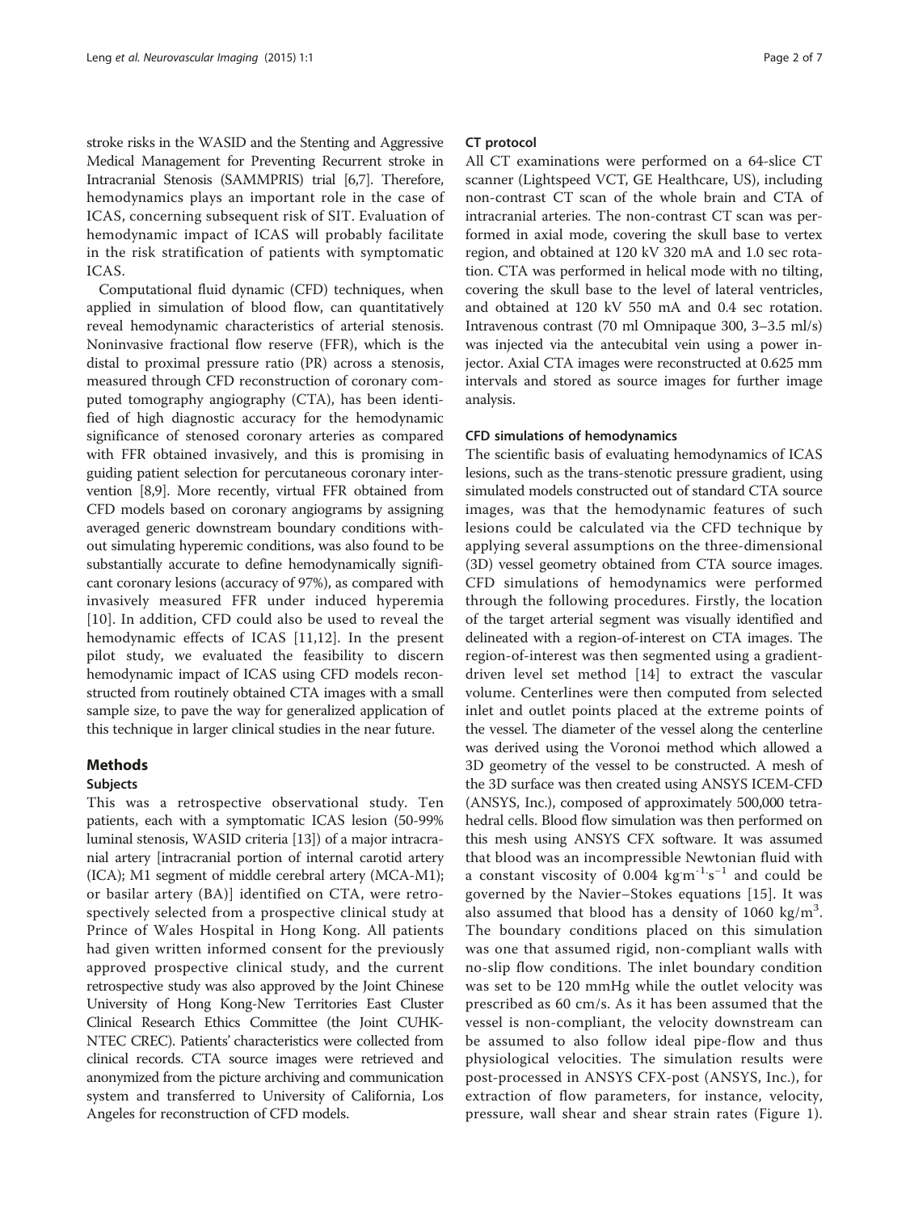stroke risks in the WASID and the Stenting and Aggressive Medical Management for Preventing Recurrent stroke in Intracranial Stenosis (SAMMPRIS) trial [6,7]. Therefore, hemodynamics plays an important role in the case of ICAS, concerning subsequent risk of SIT. Evaluation of hemodynamic impact of ICAS will probably facilitate in the risk stratification of patients with symptomatic ICAS.

Computational fluid dynamic (CFD) techniques, when applied in simulation of blood flow, can quantitatively reveal hemodynamic characteristics of arterial stenosis. Noninvasive fractional flow reserve (FFR), which is the distal to proximal pressure ratio (PR) across a stenosis, measured through CFD reconstruction of coronary computed tomography angiography (CTA), has been identified of high diagnostic accuracy for the hemodynamic significance of stenosed coronary arteries as compared with FFR obtained invasively, and this is promising in guiding patient selection for percutaneous coronary intervention [8,9]. More recently, virtual FFR obtained from CFD models based on coronary angiograms by assigning averaged generic downstream boundary conditions without simulating hyperemic conditions, was also found to be substantially accurate to define hemodynamically significant coronary lesions (accuracy of 97%), as compared with invasively measured FFR under induced hyperemia [10]. In addition, CFD could also be used to reveal the hemodynamic effects of ICAS [11,12]. In the present pilot study, we evaluated the feasibility to discern hemodynamic impact of ICAS using CFD models reconstructed from routinely obtained CTA images with a small sample size, to pave the way for generalized application of this technique in larger clinical studies in the near future.

## Methods

### Subjects

This was a retrospective observational study. Ten patients, each with a symptomatic ICAS lesion (50-99% luminal stenosis, WASID criteria [13]) of a major intracranial artery [intracranial portion of internal carotid artery (ICA); M1 segment of middle cerebral artery (MCA-M1); or basilar artery (BA)] identified on CTA, were retrospectively selected from a prospective clinical study at Prince of Wales Hospital in Hong Kong. All patients had given written informed consent for the previously approved prospective clinical study, and the current retrospective study was also approved by the Joint Chinese University of Hong Kong-New Territories East Cluster Clinical Research Ethics Committee (the Joint CUHK-NTEC CREC). Patients' characteristics were collected from clinical records. CTA source images were retrieved and anonymized from the picture archiving and communication system and transferred to University of California, Los Angeles for reconstruction of CFD models.

### CT protocol

All CT examinations were performed on a 64-slice CT scanner (Lightspeed VCT, GE Healthcare, US), including non-contrast CT scan of the whole brain and CTA of intracranial arteries. The non-contrast CT scan was performed in axial mode, covering the skull base to vertex region, and obtained at 120 kV 320 mA and 1.0 sec rotation. CTA was performed in helical mode with no tilting, covering the skull base to the level of lateral ventricles, and obtained at 120 kV 550 mA and 0.4 sec rotation. Intravenous contrast (70 ml Omnipaque 300, 3–3.5 ml/s) was injected via the antecubital vein using a power injector. Axial CTA images were reconstructed at 0.625 mm intervals and stored as source images for further image analysis.

### CFD simulations of hemodynamics

The scientific basis of evaluating hemodynamics of ICAS lesions, such as the trans-stenotic pressure gradient, using simulated models constructed out of standard CTA source images, was that the hemodynamic features of such lesions could be calculated via the CFD technique by applying several assumptions on the three-dimensional (3D) vessel geometry obtained from CTA source images. CFD simulations of hemodynamics were performed through the following procedures. Firstly, the location of the target arterial segment was visually identified and delineated with a region-of-interest on CTA images. The region-of-interest was then segmented using a gradient-driven level set method [14] to extract the vascular volume. Centerlines were then computed from selected inlet and outlet points placed at the extreme points of the vessel. The diameter of the vessel along the centerline was derived using the Voronoi method which allowed a 3D geometry of the vessel to be constructed. A mesh of the 3D surface was then created using ANSYS ICEM-CFD (ANSYS, Inc.), composed of approximately 500,000 tetrahedral cells. Blood flow simulation was then performed on this mesh using ANSYS CFX software. It was assumed that blood was an incompressible Newtonian fluid with a constant viscosity of 0.004 $kg \cdot m^{-1} \cdot s^{-1}$ and could be governed by the Navier–Stokes equations [15]. It was also assumed that blood has a density of 1060 $kg/m^3$. The boundary conditions placed on this simulation was one that assumed rigid, non-compliant walls with no-slip flow conditions. The inlet boundary condition was set to be 120 mmHg while the outlet velocity was prescribed as 60 cm/s. As it has been assumed that the vessel is non-compliant, the velocity downstream can be assumed to also follow ideal pipe-flow and thus physiological velocities. The simulation results were post-processed in ANSYS CFX-post (ANSYS, Inc.), for extraction of flow parameters, for instance, velocity, pressure, wall shear and shear strain rates (Figure 1).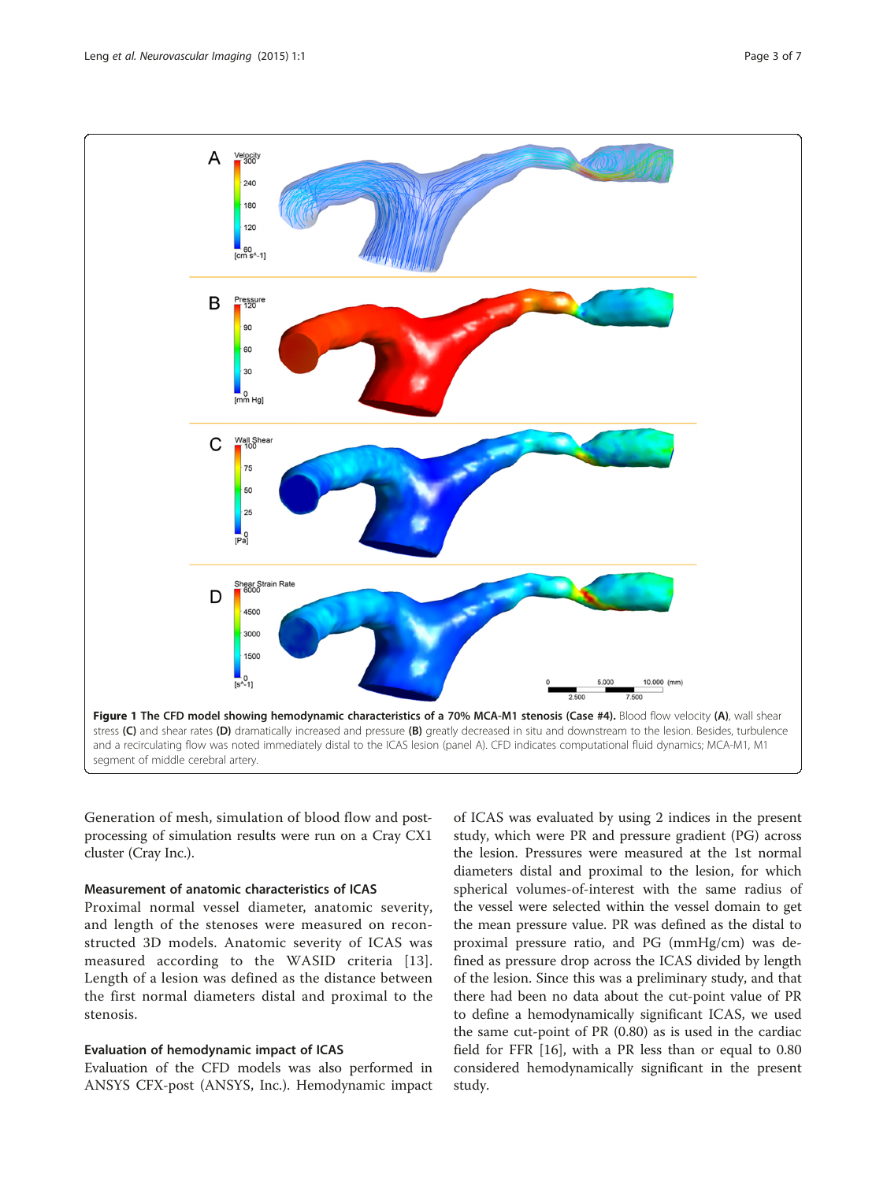**Figure 1 The CFD model showing hemodynamic characteristics of a 70% MCA-M1 stenosis (Case #4).** Blood flow velocity **(A)**, wall shear stress **(C)** and shear rates **(D)** dramatically increased and pressure **(B)** greatly decreased in situ and downstream to the lesion. Besides, turbulence and a recirculating flow was noted immediately distal to the ICAS lesion (panel A). CFD indicates computational fluid dynamics; MCA-M1, M1 segment of middle cerebral artery.

Generation of mesh, simulation of blood flow and post-processing of simulation results were run on a Cray CX1 cluster (Cray Inc.).

### Measurement of anatomic characteristics of ICAS

Proximal normal vessel diameter, anatomic severity, and length of the stenoses were measured on reconstructed 3D models. Anatomic severity of ICAS was measured according to the WASID criteria [13]. Length of a lesion was defined as the distance between the first normal diameters distal and proximal to the stenosis.

### Evaluation of hemodynamic impact of ICAS

Evaluation of the CFD models was also performed in ANSYS CFX-post (ANSYS, Inc.). Hemodynamic impact of ICAS was evaluated by using 2 indices in the present study, which were PR and pressure gradient (PG) across the lesion. Pressures were measured at the 1st normal diameters distal and proximal to the lesion, for which spherical volumes-of-interest with the same radius of the vessel were selected within the vessel domain to get the mean pressure value. PR was defined as the distal to proximal pressure ratio, and PG (mmHg/cm) was defined as pressure drop across the ICAS divided by length of the lesion. Since this was a preliminary study, and that there had been no data about the cut-point value of PR to define a hemodynamically significant ICAS, we used the same cut-point of PR (0.80) as is used in the cardiac field for FFR [16], with a PR less than or equal to 0.80 considered hemodynamically significant in the present study.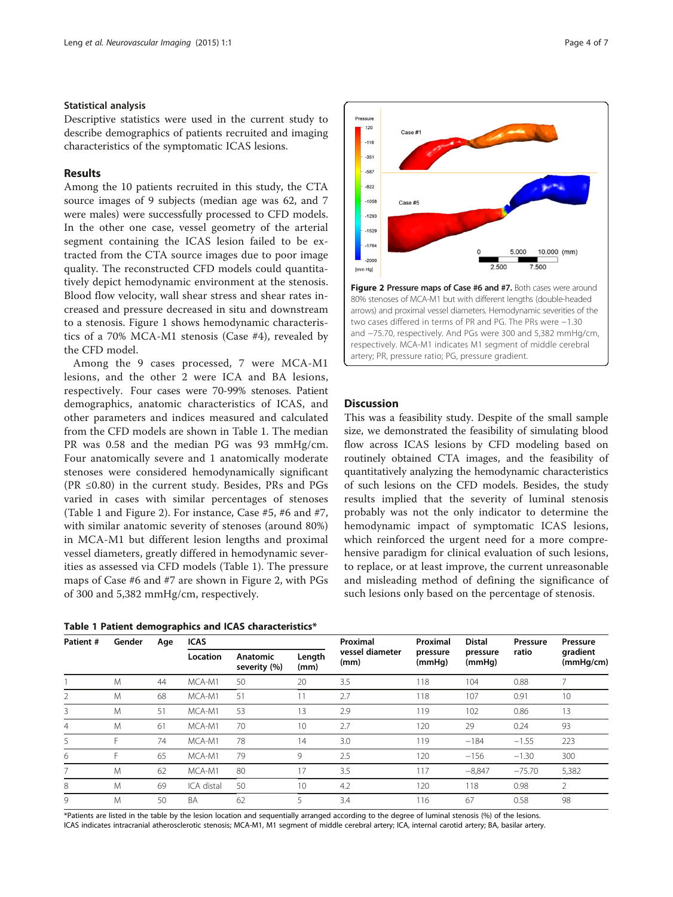### Statistical analysis

Descriptive statistics were used in the current study to describe demographics of patients recruited and imaging characteristics of the symptomatic ICAS lesions.

### Results

Among the 10 patients recruited in this study, the CTA source images of 9 subjects (median age was 62, and 7 were males) were successfully processed to CFD models. In the other one case, vessel geometry of the arterial segment containing the ICAS lesion failed to be extracted from the CTA source images due to poor image quality. The reconstructed CFD models could quantitatively depict hemodynamic environment at the stenosis. Blood flow velocity, wall shear stress and shear rates increased and pressure decreased in situ and downstream to a stenosis. Figure 1 shows hemodynamic characteristics of a 70% MCA-M1 stenosis (Case #4), revealed by the CFD model.

Among the 9 cases processed, 7 were MCA-M1 lesions, and the other 2 were ICA and BA lesions, respectively. Four cases were 70-99% stenoses. Patient demographics, anatomic characteristics of ICAS, and other parameters and indices measured and calculated from the CFD models are shown in Table 1. The median PR was 0.58 and the median PG was 93 mmHg/cm. Four anatomically severe and 1 anatomically moderate stenoses were considered hemodynamically significant (PR ≤0.80) in the current study. Besides, PRs and PGs varied in cases with similar percentages of stenoses (Table 1 and Figure 2). For instance, Case #5, #6 and #7, with similar anatomic severity of stenoses (around 80%) in MCA-M1 but different lesion lengths and proximal vessel diameters, greatly differed in hemodynamic severities as assessed via CFD models (Table 1). The pressure maps of Case #6 and #7 are shown in Figure 2, with PGs of 300 and 5,382 mmHg/cm, respectively.

**Figure 2 Pressure maps of Case #6 and #7.** Both cases were around 80% stenoses of MCA-M1 but with different lengths (double-headed arrows) and proximal vessel diameters. Hemodynamic severities of the two cases differed in terms of PR and PG. The PRs were −1.30 and −75.70, respectively. And PGs were 300 and 5,382 mmHg/cm, respectively. MCA-M1 indicates M1 segment of middle cerebral artery; PR, pressure ratio; PG, pressure gradient.

### Discussion

This was a feasibility study. Despite of the small sample size, we demonstrated the feasibility of simulating blood flow across ICAS lesions by CFD modeling based on routinely obtained CTA images, and the feasibility of quantitatively analyzing the hemodynamic characteristics of such lesions on the CFD models. Besides, the study results implied that the severity of luminal stenosis probably was not the only indicator to determine the hemodynamic impact of symptomatic ICAS lesions, which reinforced the urgent need for a more comprehensive paradigm for clinical evaluation of such lesions, to replace, or at least improve, the current unreasonable and misleading method of defining the significance of such lesions only based on the percentage of stenosis.

**Table 1 Patient demographics and ICAS characteristics***

| Patient # | Gender | Age | ICAS | | | Proximal vessel diameter (mm) | Proximal pressure (mmHg) | Distal pressure (mmHg) | Pressure ratio | Pressure gradient (mmHg/cm) |
|---|---|---|---|---|---|---|---|---|---|---|
| | | | Location | Anatomic severity (%) | Length (mm) | | | | | |
| 1 | M | 44 | MCA-M1 | 50 | 20 | 3.5 | 118 | 104 | 0.88 | 7 |
| 2 | M | 68 | MCA-M1 | 51 | 11 | 2.7 | 118 | 107 | 0.91 | 10 |
| 3 | M | 51 | MCA-M1 | 53 | 13 | 2.9 | 119 | 102 | 0.86 | 13 |
| 4 | M | 61 | MCA-M1 | 70 | 10 | 2.7 | 120 | 29 | 0.24 | 93 |
| 5 | F | 74 | MCA-M1 | 78 | 14 | 3.0 | 119 | −184 | −1.55 | 223 |
| 6 | F | 65 | MCA-M1 | 79 | 9 | 2.5 | 120 | −156 | −1.30 | 300 |
| 7 | M | 62 | MCA-M1 | 80 | 17 | 3.5 | 117 | −8,847 | −75.70 | 5,382 |
| 8 | M | 69 | ICA distal | 50 | 10 | 4.2 | 120 | 118 | 0.98 | 2 |
| 9 | M | 50 | BA | 62 | 5 | 3.4 | 116 | 67 | 0.58 | 98 |

*Patients are listed in the table by the lesion location and sequentially arranged according to the degree of luminal stenosis (%) of the lesions.
ICAS indicates intracranial atherosclerotic stenosis; MCA-M1, M1 segment of middle cerebral artery; ICA, internal carotid artery; BA, basilar artery.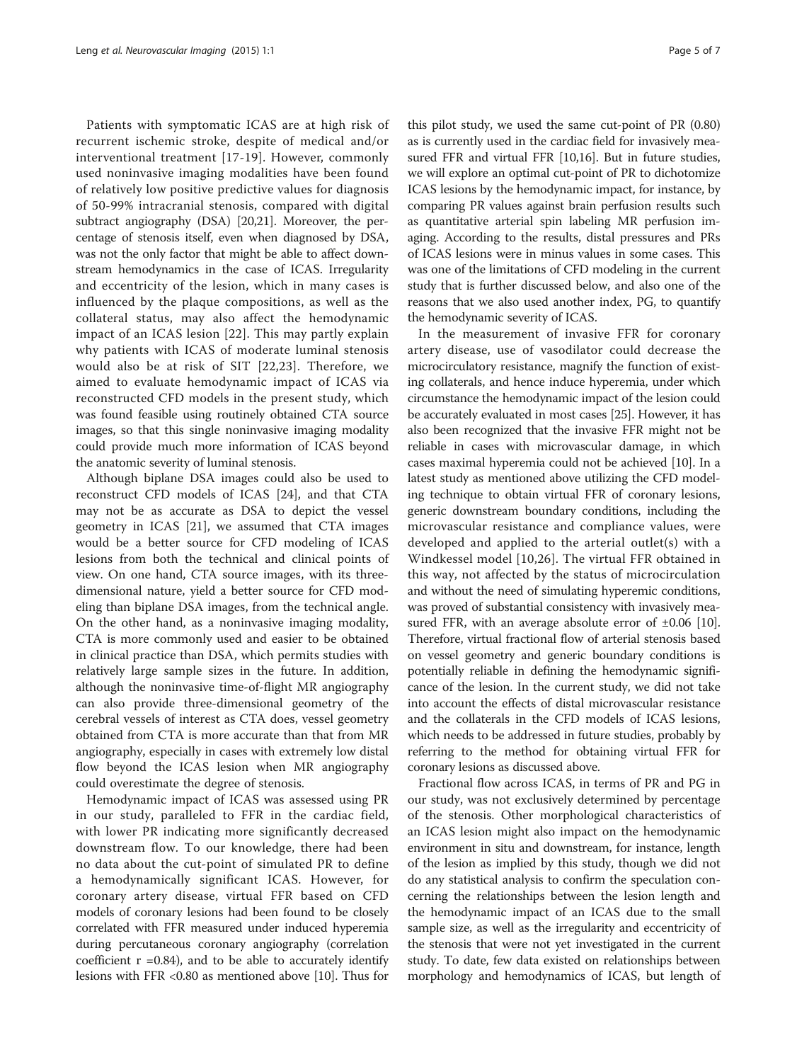Patients with symptomatic ICAS are at high risk of recurrent ischemic stroke, despite of medical and/or interventional treatment [17-19]. However, commonly used noninvasive imaging modalities have been found of relatively low positive predictive values for diagnosis of 50-99% intracranial stenosis, compared with digital subtract angiography (DSA) [20,21]. Moreover, the percentage of stenosis itself, even when diagnosed by DSA, was not the only factor that might be able to affect downstream hemodynamics in the case of ICAS. Irregularity and eccentricity of the lesion, which in many cases is influenced by the plaque compositions, as well as the collateral status, may also affect the hemodynamic impact of an ICAS lesion [22]. This may partly explain why patients with ICAS of moderate luminal stenosis would also be at risk of SIT [22,23]. Therefore, we aimed to evaluate hemodynamic impact of ICAS via reconstructed CFD models in the present study, which was found feasible using routinely obtained CTA source images, so that this single noninvasive imaging modality could provide much more information of ICAS beyond the anatomic severity of luminal stenosis.

Although biplane DSA images could also be used to reconstruct CFD models of ICAS [24], and that CTA may not be as accurate as DSA to depict the vessel geometry in ICAS [21], we assumed that CTA images would be a better source for CFD modeling of ICAS lesions from both the technical and clinical points of view. On one hand, CTA source images, with its three-dimensional nature, yield a better source for CFD modeling than biplane DSA images, from the technical angle. On the other hand, as a noninvasive imaging modality, CTA is more commonly used and easier to be obtained in clinical practice than DSA, which permits studies with relatively large sample sizes in the future. In addition, although the noninvasive time-of-flight MR angiography can also provide three-dimensional geometry of the cerebral vessels of interest as CTA does, vessel geometry obtained from CTA is more accurate than that from MR angiography, especially in cases with extremely low distal flow beyond the ICAS lesion when MR angiography could overestimate the degree of stenosis.

Hemodynamic impact of ICAS was assessed using PR in our study, paralleled to FFR in the cardiac field, with lower PR indicating more significantly decreased downstream flow. To our knowledge, there had been no data about the cut-point of simulated PR to define a hemodynamically significant ICAS. However, for coronary artery disease, virtual FFR based on CFD models of coronary lesions had been found to be closely correlated with FFR measured under induced hyperemia during percutaneous coronary angiography (correlation coefficient $r = 0.84$), and to be able to accurately identify lesions with FFR <0.80 as mentioned above [10]. Thus for this pilot study, we used the same cut-point of PR (0.80) as is currently used in the cardiac field for invasively measured FFR and virtual FFR [10,16]. But in future studies, we will explore an optimal cut-point of PR to dichotomize ICAS lesions by the hemodynamic impact, for instance, by comparing PR values against brain perfusion results such as quantitative arterial spin labeling MR perfusion imaging. According to the results, distal pressures and PRs of ICAS lesions were in minus values in some cases. This was one of the limitations of CFD modeling in the current study that is further discussed below, and also one of the reasons that we also used another index, PG, to quantify the hemodynamic severity of ICAS.

In the measurement of invasive FFR for coronary artery disease, use of vasodilator could decrease the microcirculatory resistance, magnify the function of existing collaterals, and hence induce hyperemia, under which circumstance the hemodynamic impact of the lesion could be accurately evaluated in most cases [25]. However, it has also been recognized that the invasive FFR might not be reliable in cases with microvascular damage, in which cases maximal hyperemia could not be achieved [10]. In a latest study as mentioned above utilizing the CFD modeling technique to obtain virtual FFR of coronary lesions, generic downstream boundary conditions, including the microvascular resistance and compliance values, were developed and applied to the arterial outlet(s) with a Windkessel model [10,26]. The virtual FFR obtained in this way, not affected by the status of microcirculation and without the need of simulating hyperemic conditions, was proved of substantial consistency with invasively measured FFR, with an average absolute error of ±0.06 [10]. Therefore, virtual fractional flow of arterial stenosis based on vessel geometry and generic boundary conditions is potentially reliable in defining the hemodynamic significance of the lesion. In the current study, we did not take into account the effects of distal microvascular resistance and the collaterals in the CFD models of ICAS lesions, which needs to be addressed in future studies, probably by referring to the method for obtaining virtual FFR for coronary lesions as discussed above.

Fractional flow across ICAS, in terms of PR and PG in our study, was not exclusively determined by percentage of the stenosis. Other morphological characteristics of an ICAS lesion might also impact on the hemodynamic environment in situ and downstream, for instance, length of the lesion as implied by this study, though we did not do any statistical analysis to confirm the speculation concerning the relationships between the lesion length and the hemodynamic impact of an ICAS due to the small sample size, as well as the irregularity and eccentricity of the stenosis that were not yet investigated in the current study. To date, few data existed on relationships between morphology and hemodynamics of ICAS, but length of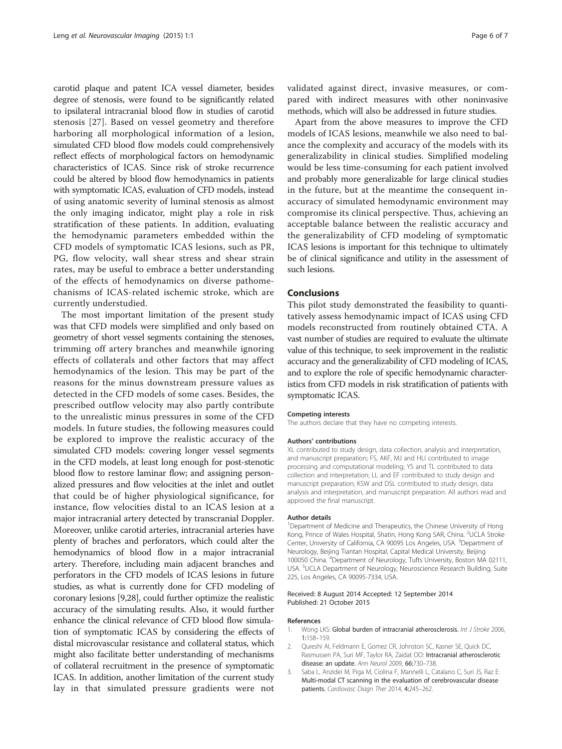carotid plaque and patent ICA vessel diameter, besides degree of stenosis, were found to be significantly related to ipsilateral intracranial blood flow in studies of carotid stenosis [27]. Based on vessel geometry and therefore harboring all morphological information of a lesion, simulated CFD blood flow models could comprehensively reflect effects of morphological factors on hemodynamic characteristics of ICAS. Since risk of stroke recurrence could be altered by blood flow hemodynamics in patients with symptomatic ICAS, evaluation of CFD models, instead of using anatomic severity of luminal stenosis as almost the only imaging indicator, might play a role in risk stratification of these patients. In addition, evaluating the hemodynamic parameters embedded within the CFD models of symptomatic ICAS lesions, such as PR, PG, flow velocity, wall shear stress and shear strain rates, may be useful to embrace a better understanding of the effects of hemodynamics on diverse pathomechanisms of ICAS-related ischemic stroke, which are currently understudied.

The most important limitation of the present study was that CFD models were simplified and only based on geometry of short vessel segments containing the stenoses, trimming off artery branches and meanwhile ignoring effects of collaterals and other factors that may affect hemodynamics of the lesion. This may be part of the reasons for the minus downstream pressure values as detected in the CFD models of some cases. Besides, the prescribed outflow velocity may also partly contribute to the unrealistic minus pressures in some of the CFD models. In future studies, the following measures could be explored to improve the realistic accuracy of the simulated CFD models: covering longer vessel segments in the CFD models, at least long enough for post-stenotic blood flow to restore laminar flow; and assigning personalized pressures and flow velocities at the inlet and outlet that could be of higher physiological significance, for instance, flow velocities distal to an ICAS lesion at a major intracranial artery detected by transcranial Doppler. Moreover, unlike carotid arteries, intracranial arteries have plenty of braches and perforators, which could alter the hemodynamics of blood flow in a major intracranial artery. Therefore, including main adjacent branches and perforators in the CFD models of ICAS lesions in future studies, as what is currently done for CFD modeling of coronary lesions [9,28], could further optimize the realistic accuracy of the simulating results. Also, it would further enhance the clinical relevance of CFD blood flow simulation of symptomatic ICAS by considering the effects of distal microvascular resistance and collateral status, which might also facilitate better understanding of mechanisms of collateral recruitment in the presence of symptomatic ICAS. In addition, another limitation of the current study lay in that simulated pressure gradients were not validated against direct, invasive measures, or compared with indirect measures with other noninvasive methods, which will also be addressed in future studies.

Apart from the above measures to improve the CFD models of ICAS lesions, meanwhile we also need to balance the complexity and accuracy of the models with its generalizability in clinical studies. Simplified modeling would be less time-consuming for each patient involved and probably more generalizable for large clinical studies in the future, but at the meantime the consequent inaccuracy of simulated hemodynamic environment may compromise its clinical perspective. Thus, achieving an acceptable balance between the realistic accuracy and the generalizability of CFD modeling of symptomatic ICAS lesions is important for this technique to ultimately be of clinical significance and utility in the assessment of such lesions.

## Conclusions

This pilot study demonstrated the feasibility to quantitatively assess hemodynamic impact of ICAS using CFD models reconstructed from routinely obtained CTA. A vast number of studies are required to evaluate the ultimate value of this technique, to seek improvement in the realistic accuracy and the generalizability of CFD modeling of ICAS, and to explore the role of specific hemodynamic characteristics from CFD models in risk stratification of patients with symptomatic ICAS.

#### Competing interests

The authors declare that they have no competing interests.

#### Authors' contributions

XL contributed to study design, data collection, analysis and interpretation, and manuscript preparation; FS, AKF, MJ and HLI contributed to image processing and computational modeling; YS and TL contributed to data collection and interpretation; LL and EF contributed to study design and manuscript preparation; KSW and DSL contributed to study design, data analysis and interpretation, and manuscript preparation. All authors read and approved the final manuscript.

#### Author details

[1]Department of Medicine and Therapeutics, the Chinese University of Hong Kong, Prince of Wales Hospital, Shatin, Hong Kong SAR, China. [2]UCLA Stroke Center, University of California, CA 90095 Los Angeles, USA. [3]Department of Neurology, Beijing Tiantan Hospital, Capital Medical University, Beijing 100050 China. [4]Department of Neurology, Tufts University, Boston MA 02111, USA. [5]UCLA Department of Neurology, Neuroscience Research Building, Suite 225, Los Angeles, CA 90095-7334, USA.

Received: 8 August 2014 Accepted: 12 September 2014
Published: 21 October 2015

#### References

1. Wong LKS: **Global burden of intracranial atherosclerosis.** *Int J Stroke* 2006, **1:**158–159.
2. Qureshi AI, Feldmann E, Gomez CR, Johnston SC, Kasner SE, Quick DC, Rasmussen PA, Suri MF, Taylor RA, Zaidat OO: **Intracranial atherosclerotic disease: an update.** *Ann Neurol* 2009, **66:**730–738.
3. Saba L, Anzidei M, Piga M, Ciolina F, Mannelli L, Catalano C, Suri JS, Raz E: **Multi-modal CT scanning in the evaluation of cerebrovascular disease patients.** *Cardiovasc Diagn Ther* 2014, **4:**245–262.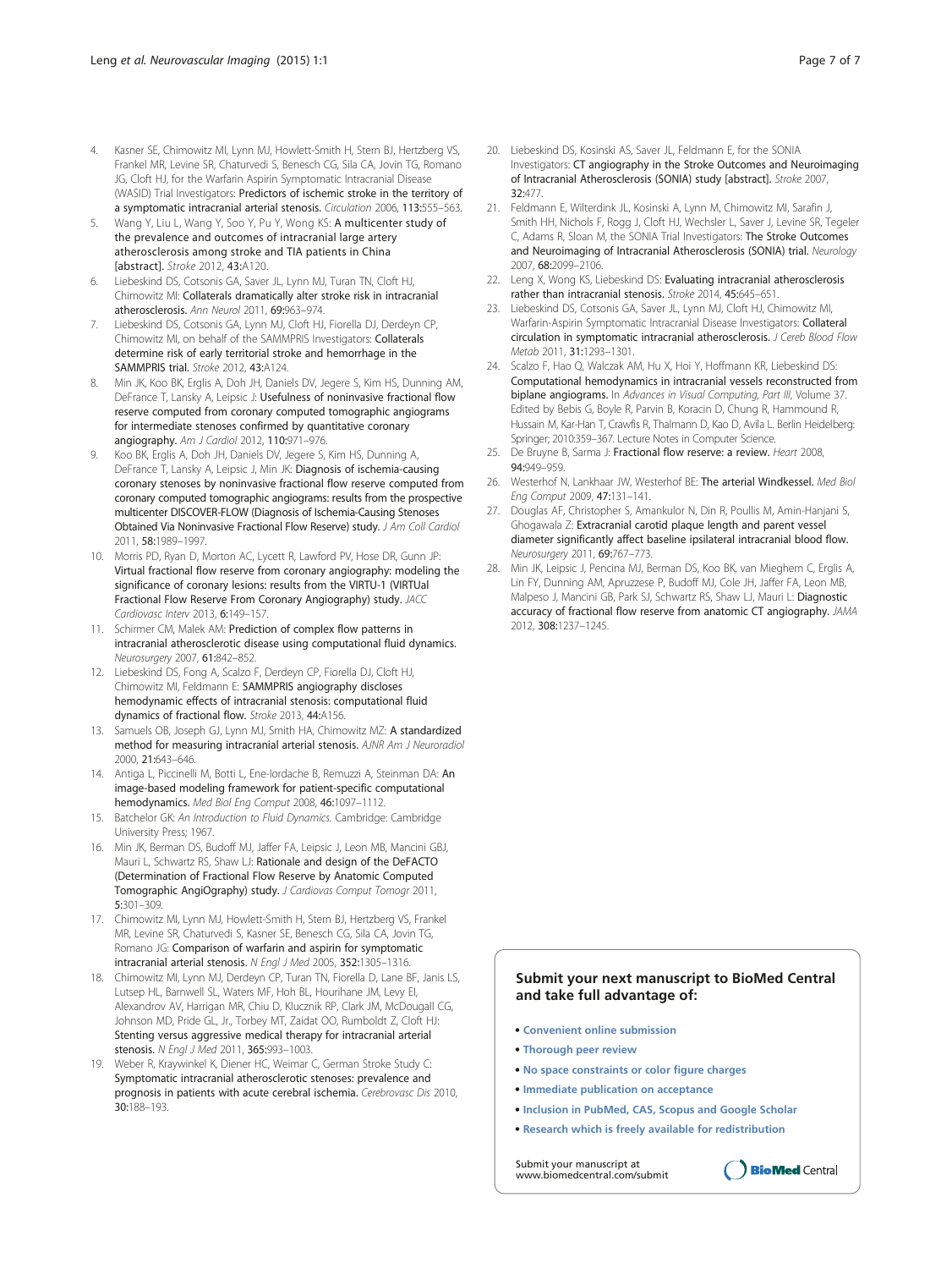4. Kasner SE, Chimowitz MI, Lynn MJ, Howlett-Smith H, Stern BJ, Hertzberg VS, Frankel MR, Levine SR, Chaturvedi S, Benesch CG, Sila CA, Jovin TG, Romano JG, Cloft HJ, for the Warfarin Aspirin Symptomatic Intracranial Disease (WASID) Trial Investigators: **Predictors of ischemic stroke in the territory of a symptomatic intracranial arterial stenosis.** *Circulation* 2006, **113:**555–563.
5. Wang Y, Liu L, Wang Y, Soo Y, Pu Y, Wong KS: **A multicenter study of the prevalence and outcomes of intracranial large artery atherosclerosis among stroke and TIA patients in China [abstract].** *Stroke* 2012, **43:**A120.
6. Liebeskind DS, Cotsonis GA, Saver JL, Lynn MJ, Turan TN, Cloft HJ, Chimowitz MI: **Collaterals dramatically alter stroke risk in intracranial atherosclerosis.** *Ann Neurol* 2011, **69:**963–974.
7. Liebeskind DS, Cotsonis GA, Lynn MJ, Cloft HJ, Fiorella DJ, Derdeyn CP, Chimowitz MI, on behalf of the SAMMPRIS Investigators: **Collaterals determine risk of early territorial stroke and hemorrhage in the SAMMPRIS trial.** *Stroke* 2012, **43:**A124.
8. Min JK, Koo BK, Erglis A, Doh JH, Daniels DV, Jegere S, Kim HS, Dunning AM, DeFrance T, Lansky A, Leipsic J: **Usefulness of noninvasive fractional flow reserve computed from coronary computed tomographic angiograms for intermediate stenoses confirmed by quantitative coronary angiography.** *Am J Cardiol* 2012, **110:**971–976.
9. Koo BK, Erglis A, Doh JH, Daniels DV, Jegere S, Kim HS, Dunning A, DeFrance T, Lansky A, Leipsic J, Min JK: **Diagnosis of ischemia-causing coronary stenoses by noninvasive fractional flow reserve computed from coronary computed tomographic angiograms: results from the prospective multicenter DISCOVER-FLOW (Diagnosis of Ischemia-Causing Stenoses Obtained Via Noninvasive Fractional Flow Reserve) study.** *J Am Coll Cardiol* 2011, **58:**1989–1997.
10. Morris PD, Ryan D, Morton AC, Lycett R, Lawford PV, Hose DR, Gunn JP: **Virtual fractional flow reserve from coronary angiography: modeling the significance of coronary lesions: results from the VIRTU-1 (VIRTUal Fractional Flow Reserve From Coronary Angiography) study.** *JACC Cardiovasc Interv* 2013, **6:**149–157.
11. Schirmer CM, Malek AM: **Prediction of complex flow patterns in intracranial atherosclerotic disease using computational fluid dynamics.** *Neurosurgery* 2007, **61:**842–852.
12. Liebeskind DS, Fong A, Scalzo F, Derdeyn CP, Fiorella DJ, Cloft HJ, Chimowitz MI, Feldmann E: **SAMMPRIS angiography discloses hemodynamic effects of intracranial stenosis: computational fluid dynamics of fractional flow.** *Stroke* 2013, **44:**A156.
13. Samuels OB, Joseph GJ, Lynn MJ, Smith HA, Chimowitz MZ: **A standardized method for measuring intracranial arterial stenosis.** *AJNR Am J Neuroradiol* 2000, **21:**643–646.
14. Antiga L, Piccinelli M, Botti L, Ene-Iordache B, Remuzzi A, Steinman DA: **An image-based modeling framework for patient-specific computational hemodynamics.** *Med Biol Eng Comput* 2008, **46:**1097–1112.
15. Batchelor GK: *An Introduction to Fluid Dynamics.* Cambridge: Cambridge University Press; 1967.
16. Min JK, Berman DS, Budoff MJ, Jaffer FA, Leipsic J, Leon MB, Mancini GBJ, Mauri L, Schwartz RS, Shaw LJ: **Rationale and design of the DeFACTO (Determination of Fractional Flow Reserve by Anatomic Computed Tomographic AngiOgraphy) study.** *J Cardiovas Comput Tomogr* 2011, **5:**301–309.
17. Chimowitz MI, Lynn MJ, Howlett-Smith H, Stern BJ, Hertzberg VS, Frankel MR, Levine SR, Chaturvedi S, Kasner SE, Benesch CG, Sila CA, Jovin TG, Romano JG: **Comparison of warfarin and aspirin for symptomatic intracranial arterial stenosis.** *N Engl J Med* 2005, **352:**1305–1316.
18. Chimowitz MI, Lynn MJ, Derdeyn CP, Turan TN, Fiorella D, Lane BF, Janis LS, Lutsep HL, Barnwell SL, Waters MF, Hoh BL, Hourihane JM, Levy EI, Alexandrov AV, Harrigan MR, Chiu D, Klucznik RP, Clark JM, McDougall CG, Johnson MD, Pride GL, Jr., Torbey MT, Zaidat OO, Rumboldt Z, Cloft HJ: **Stenting versus aggressive medical therapy for intracranial arterial stenosis.** *N Engl J Med* 2011, **365:**993–1003.
19. Weber R, Kraywinkel K, Diener HC, Weimar C, German Stroke Study C: **Symptomatic intracranial atherosclerotic stenoses: prevalence and prognosis in patients with acute cerebral ischemia.** *Cerebrovasc Dis* 2010, **30:**188–193.
20. Liebeskind DS, Kosinski AS, Saver JL, Feldmann E, for the SONIA Investigators: **CT angiography in the Stroke Outcomes and Neuroimaging of Intracranial Atherosclerosis (SONIA) study [abstract].** *Stroke* 2007, **32:**477.
21. Feldmann E, Wilterdink JL, Kosinski A, Lynn M, Chimowitz MI, Sarafin J, Smith HH, Nichols F, Rogg J, Cloft HJ, Wechsler L, Saver J, Levine SR, Tegeler C, Adams R, Sloan M, the SONIA Trial Investigators: **The Stroke Outcomes and Neuroimaging of Intracranial Atherosclerosis (SONIA) trial.** *Neurology* 2007, **68:**2099–2106.
22. Leng X, Wong KS, Liebeskind DS: **Evaluating intracranial atherosclerosis rather than intracranial stenosis.** *Stroke* 2014, **45:**645–651.
23. Liebeskind DS, Cotsonis GA, Saver JL, Lynn MJ, Cloft HJ, Chimowitz MI, Warfarin-Aspirin Symptomatic Intracranial Disease Investigators: **Collateral circulation in symptomatic intracranial atherosclerosis.** *J Cereb Blood Flow Metab* 2011, **31:**1293–1301.
24. Scalzo F, Hao Q, Walczak AM, Hu X, Hoi Y, Hoffmann KR, Liebeskind DS: **Computational hemodynamics in intracranial vessels reconstructed from biplane angiograms.** In *Advances in Visual Computing, Part III*, Volume 37. Edited by Bebis G, Boyle R, Parvin B, Koracin D, Chung R, Hammound R, Hussain M, Kar-Han T, Crawfis R, Thalmann D, Kao D, Avila L. Berlin Heidelberg: Springer; 2010:359–367. Lecture Notes in Computer Science.
25. De Bruyne B, Sarma J: **Fractional flow reserve: a review.** *Heart* 2008, **94:**949–959.
26. Westerhof N, Lankhaar JW, Westerhof BE: **The arterial Windkessel.** *Med Biol Eng Comput* 2009, **47:**131–141.
27. Douglas AF, Christopher S, Amankulor N, Din R, Poullis M, Amin-Hanjani S, Ghogawala Z: **Extracranial carotid plaque length and parent vessel diameter significantly affect baseline ipsilateral intracranial blood flow.** *Neurosurgery* 2011, **69:**767–773.
28. Min JK, Leipsic J, Pencina MJ, Berman DS, Koo BK, van Mieghem C, Erglis A, Lin FY, Dunning AM, Apruzzese P, Budoff MJ, Cole JH, Jaffer FA, Leon MB, Malpeso J, Mancini GB, Park SJ, Schwartz RS, Shaw LJ, Mauri L: **Diagnostic accuracy of fractional flow reserve from anatomic CT angiography.** *JAMA* 2012, **308:**1237–1245.

**Submit your next manuscript to BioMed Central and take full advantage of:**

- **Convenient online submission**
- **Thorough peer review**
- **No space constraints or color figure charges**
- **Immediate publication on acceptance**
- **Inclusion in PubMed, CAS, Scopus and Google Scholar**
- **Research which is freely available for redistribution**

Submit your manuscript at
www.biomedcentral.com/submit

BioMed Central